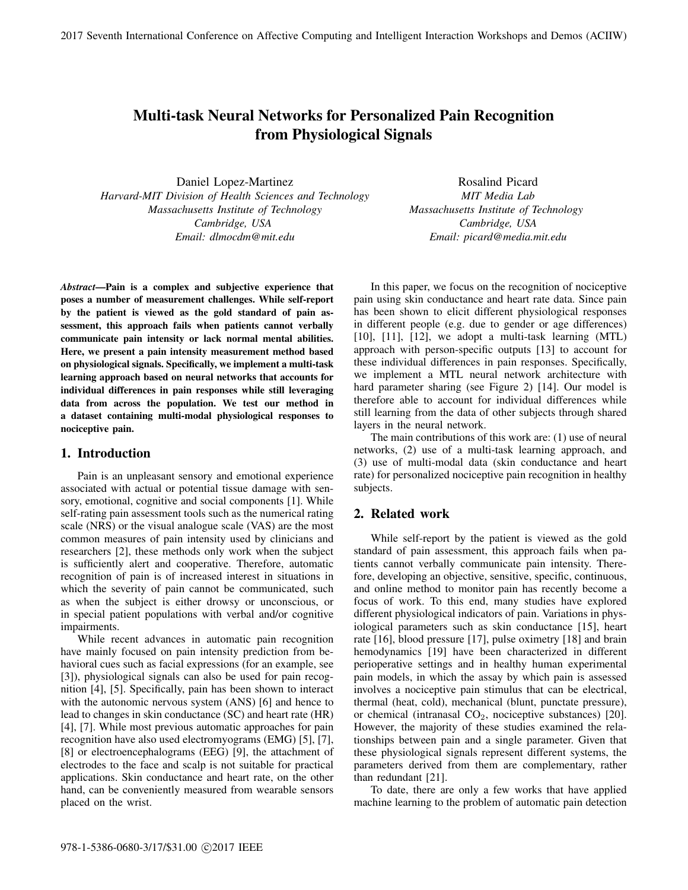# Multi-task Neural Networks for Personalized Pain Recognition from Physiological Signals

Daniel Lopez-Martinez
*Harvard-MIT Division of Health Sciences and Technology*
*Massachusetts Institute of Technology*
*Cambridge, USA*
*Email: dlmocdm@mit.edu*

Rosalind Picard
*MIT Media Lab*
*Massachusetts Institute of Technology*
*Cambridge, USA*
*Email: picard@media.mit.edu*

***Abstract*—Pain is a complex and subjective experience that poses a number of measurement challenges. While self-report by the patient is viewed as the gold standard of pain assessment, this approach fails when patients cannot verbally communicate pain intensity or lack normal mental abilities. Here, we present a pain intensity measurement method based on physiological signals. Specifically, we implement a multi-task learning approach based on neural networks that accounts for individual differences in pain responses while still leveraging data from across the population. We test our method in a dataset containing multi-modal physiological responses to nociceptive pain.**

## 1. Introduction

Pain is an unpleasant sensory and emotional experience associated with actual or potential tissue damage with sensory, emotional, cognitive and social components [1]. While self-rating pain assessment tools such as the numerical rating scale (NRS) or the visual analogue scale (VAS) are the most common measures of pain intensity used by clinicians and researchers [2], these methods only work when the subject is sufficiently alert and cooperative. Therefore, automatic recognition of pain is of increased interest in situations in which the severity of pain cannot be communicated, such as when the subject is either drowsy or unconscious, or in special patient populations with verbal and/or cognitive impairments.

While recent advances in automatic pain recognition have mainly focused on pain intensity prediction from behavioral cues such as facial expressions (for an example, see [3]), physiological signals can also be used for pain recognition [4], [5]. Specifically, pain has been shown to interact with the autonomic nervous system (ANS) [6] and hence to lead to changes in skin conductance (SC) and heart rate (HR) [4], [7]. While most previous automatic approaches for pain recognition have also used electromyograms (EMG) [5], [7], [8] or electroencephalograms (EEG) [9], the attachment of electrodes to the face and scalp is not suitable for practical applications. Skin conductance and heart rate, on the other hand, can be conveniently measured from wearable sensors placed on the wrist.

In this paper, we focus on the recognition of nociceptive pain using skin conductance and heart rate data. Since pain has been shown to elicit different physiological responses in different people (e.g. due to gender or age differences) [10], [11], [12], we adopt a multi-task learning (MTL) approach with person-specific outputs [13] to account for these individual differences in pain responses. Specifically, we implement a MTL neural network architecture with hard parameter sharing (see Figure 2) [14]. Our model is therefore able to account for individual differences while still learning from the data of other subjects through shared layers in the neural network.

The main contributions of this work are: (1) use of neural networks, (2) use of a multi-task learning approach, and (3) use of multi-modal data (skin conductance and heart rate) for personalized nociceptive pain recognition in healthy subjects.

## 2. Related work

While self-report by the patient is viewed as the gold standard of pain assessment, this approach fails when patients cannot verbally communicate pain intensity. Therefore, developing an objective, sensitive, specific, continuous, and online method to monitor pain has recently become a focus of work. To this end, many studies have explored different physiological indicators of pain. Variations in physiological parameters such as skin conductance [15], heart rate [16], blood pressure [17], pulse oximetry [18] and brain hemodynamics [19] have been characterized in different perioperative settings and in healthy human experimental pain models, in which the assay by which pain is assessed involves a nociceptive pain stimulus that can be electrical, thermal (heat, cold), mechanical (blunt, punctate pressure), or chemical (intranasal $CO_2$, nociceptive substances) [20]. However, the majority of these studies examined the relationships between pain and a single parameter. Given that these physiological signals represent different systems, the parameters derived from them are complementary, rather than redundant [21].

To date, there are only a few works that have applied machine learning to the problem of automatic pain detection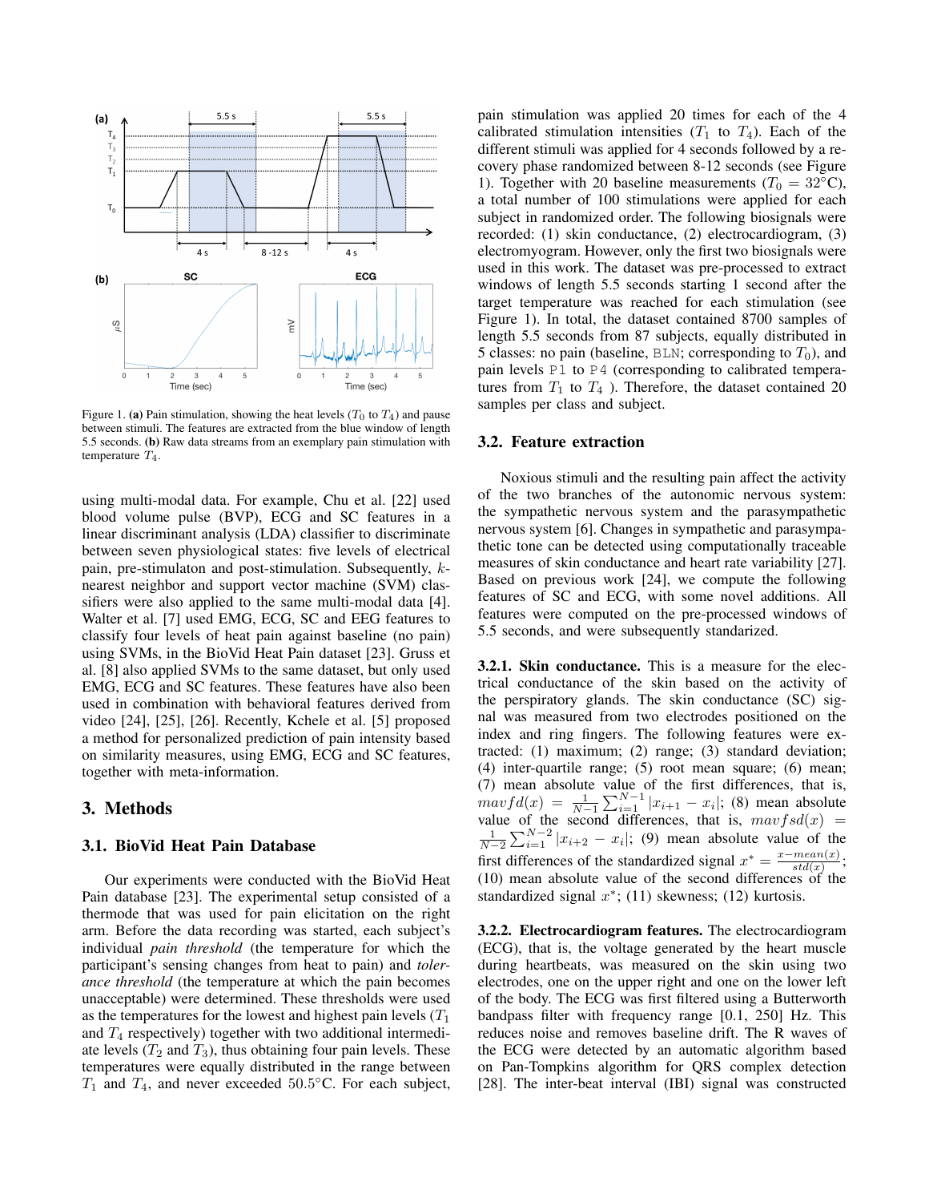Figure 1. **(a)** Pain stimulation, showing the heat levels ($T_0$ to $T_4$) and pause between stimuli. The features are extracted from the blue window of length 5.5 seconds. **(b)** Raw data streams from an exemplary pain stimulation with temperature $T_4$.

using multi-modal data. For example, Chu et al. [22] used blood volume pulse (BVP), ECG and SC features in a linear discriminant analysis (LDA) classifier to discriminate between seven physiological states: five levels of electrical pain, pre-stimulaton and post-stimulation. Subsequently, $k$-nearest neighbor and support vector machine (SVM) classifiers were also applied to the same multi-modal data [4]. Walter et al. [7] used EMG, ECG, SC and EEG features to classify four levels of heat pain against baseline (no pain) using SVMs, in the BioVid Heat Pain dataset [23]. Gruss et al. [8] also applied SVMs to the same dataset, but only used EMG, ECG and SC features. These features have also been used in combination with behavioral features derived from video [24], [25], [26]. Recently, Kchele et al. [5] proposed a method for personalized prediction of pain intensity based on similarity measures, using EMG, ECG and SC features, together with meta-information.

## 3. Methods

### 3.1. BioVid Heat Pain Database

Our experiments were conducted with the BioVid Heat Pain database [23]. The experimental setup consisted of a thermode that was used for pain elicitation on the right arm. Before the data recording was started, each subject's individual *pain threshold* (the temperature for which the participant's sensing changes from heat to pain) and *tolerance threshold* (the temperature at which the pain becomes unacceptable) were determined. These thresholds were used as the temperatures for the lowest and highest pain levels ($T_1$ and $T_4$ respectively) together with two additional intermediate levels ($T_2$ and $T_3$), thus obtaining four pain levels. These temperatures were equally distributed in the range between $T_1$ and $T_4$, and never exceeded $50.5°$C. For each subject, pain stimulation was applied 20 times for each of the 4 calibrated stimulation intensities ($T_1$ to $T_4$). Each of the different stimuli was applied for 4 seconds followed by a recovery phase randomized between 8-12 seconds (see Figure 1). Together with 20 baseline measurements ($T_0 = 32°$C), a total number of 100 stimulations were applied for each subject in randomized order. The following biosignals were recorded: (1) skin conductance, (2) electrocardiogram, (3) electromyogram. However, only the first two biosignals were used in this work. The dataset was pre-processed to extract windows of length 5.5 seconds starting 1 second after the target temperature was reached for each stimulation (see Figure 1). In total, the dataset contained 8700 samples of length 5.5 seconds from 87 subjects, equally distributed in 5 classes: no pain (baseline, `BLN`; corresponding to $T_0$), and pain levels `P1` to `P4` (corresponding to calibrated temperatures from $T_1$ to $T_4$ ). Therefore, the dataset contained 20 samples per class and subject.

### 3.2. Feature extraction

Noxious stimuli and the resulting pain affect the activity of the two branches of the autonomic nervous system: the sympathetic nervous system and the parasympathetic nervous system [6]. Changes in sympathetic and parasympathetic tone can be detected using computationally traceable measures of skin conductance and heart rate variability [27]. Based on previous work [24], we compute the following features of SC and ECG, with some novel additions. All features were computed on the pre-processed windows of 5.5 seconds, and were subsequently standarized.

**3.2.1. Skin conductance.** This is a measure for the electrical conductance of the skin based on the activity of the perspiratory glands. The skin conductance (SC) signal was measured from two electrodes positioned on the index and ring fingers. The following features were extracted: (1) maximum; (2) range; (3) standard deviation; (4) inter-quartile range; (5) root mean square; (6) mean; (7) mean absolute value of the first differences, that is, $mavfd(x) = \frac{1}{N-1}\sum_{i=1}^{N-1}|x_{i+1} - x_i|$; (8) mean absolute value of the second differences, that is, $mavfsd(x) = \frac{1}{N-2}\sum_{i=1}^{N-2}|x_{i+2} - x_i|$; (9) mean absolute value of the first differences of the standardized signal $x^* = \frac{x - mean(x)}{std(x)}$; (10) mean absolute value of the second differences of the standardized signal $x^*$; (11) skewness; (12) kurtosis.

**3.2.2. Electrocardiogram features.** The electrocardiogram (ECG), that is, the voltage generated by the heart muscle during heartbeats, was measured on the skin using two electrodes, one on the upper right and one on the lower left of the body. The ECG was first filtered using a Butterworth bandpass filter with frequency range [0.1, 250] Hz. This reduces noise and removes baseline drift. The R waves of the ECG were detected by an automatic algorithm based on Pan-Tompkins algorithm for QRS complex detection [28]. The inter-beat interval (IBI) signal was constructed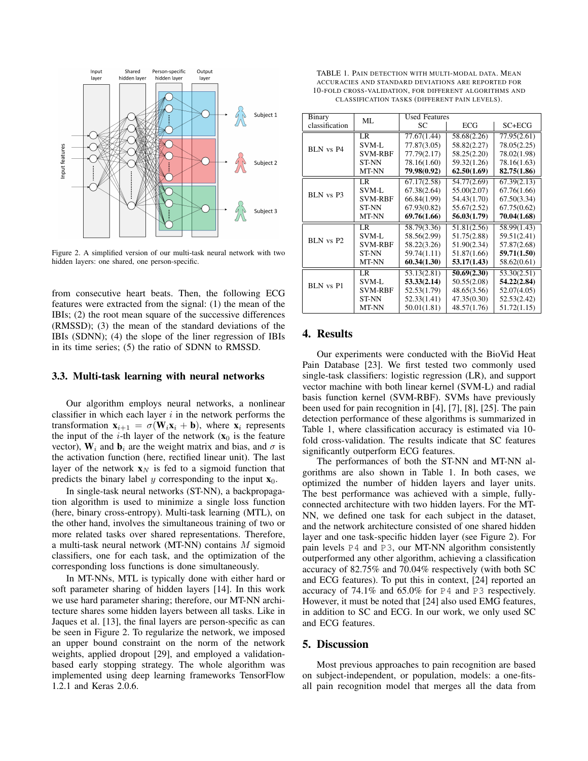Figure 2. A simplified version of our multi-task neural network with two hidden layers: one shared, one person-specific.

from consecutive heart beats. Then, the following ECG features were extracted from the signal: (1) the mean of the IBIs; (2) the root mean square of the successive differences (RMSSD); (3) the mean of the standard deviations of the IBIs (SDNN); (4) the slope of the liner regression of IBIs in its time series; (5) the ratio of SDNN to RMSSD.

### 3.3. Multi-task learning with neural networks

Our algorithm employs neural networks, a nonlinear classifier in which each layer $i$ in the network performs the transformation $\mathbf{x}_{i+1} = \sigma(\mathbf{W}_i \mathbf{x}_i + \mathbf{b})$, where $\mathbf{x}_i$ represents the input of the $i$-th layer of the network ($\mathbf{x}_0$ is the feature vector), $\mathbf{W}_i$ and $\mathbf{b}_i$ are the weight matrix and bias, and $\sigma$ is the activation function (here, rectified linear unit). The last layer of the network $\mathbf{x}_N$ is fed to a sigmoid function that predicts the binary label $y$ corresponding to the input $\mathbf{x}_0$.

In single-task neural networks (ST-NN), a backpropagation algorithm is used to minimize a single loss function (here, binary cross-entropy). Multi-task learning (MTL), on the other hand, involves the simultaneous training of two or more related tasks over shared representations. Therefore, a multi-task neural network (MT-NN) contains $M$ sigmoid classifiers, one for each task, and the optimization of the corresponding loss functions is done simultaneously.

In MT-NNs, MTL is typically done with either hard or soft parameter sharing of hidden layers [14]. In this work we use hard parameter sharing; therefore, our MT-NN architecture shares some hidden layers between all tasks. Like in Jaques et al. [13], the final layers are person-specific as can be seen in Figure 2. To regularize the network, we imposed an upper bound constraint on the norm of the network weights, applied dropout [29], and employed a validation-based early stopping strategy. The whole algorithm was implemented using deep learning frameworks TensorFlow 1.2.1 and Keras 2.0.6.

TABLE 1. Pain detection with multi-modal data. Mean accuracies and standard deviations are reported for 10-fold cross-validation, for different algorithms and classification tasks (different pain levels).

| Binary classification | ML | Used Features SC | ECG | SC+ECG |
|---|---|---|---|---|
| BLN vs P4 | LR | 77.67(1.44) | 58.68(2.26) | 77.95(2.61) |
| | SVM-L | 77.87(3.05) | 58.82(2.27) | 78.05(2.25) |
| | SVM-RBF | 77.79(2.17) | 58.25(2.20) | 78.02(1.98) |
| | ST-NN | 78.16(1.60) | 59.32(1.26) | 78.16(1.63) |
| | MT-NN | **79.98(0.92)** | **62.50(1.69)** | **82.75(1.86)** |
| BLN vs P3 | LR | 67.17(2.58) | 54.77(2.69) | 67.39(2.13) |
| | SVM-L | 67.38(2.64) | 55.00(2.07) | 67.76(1.66) |
| | SVM-RBF | 66.84(1.99) | 54.43(1.70) | 67.50(3.34) |
| | ST-NN | 67.93(0.82) | 55.67(2.52) | 67.75(0.62) |
| | MT-NN | **69.76(1.66)** | **56.03(1.79)** | **70.04(1.68)** |
| BLN vs P2 | LR | 58.79(3.36) | 51.81(2.56) | 58.99(1.43) |
| | SVM-L | 58.56(2.99) | 51.75(2.88) | 59.51(2.41) |
| | SVM-RBF | 58.22(3.26) | 51.90(2.34) | 57.87(2.68) |
| | ST-NN | 59.74(1.11) | 51.87(1.66) | **59.71(1.50)** |
| | MT-NN | **60.34(1.30)** | **53.17(1.43)** | 58.62(0.61) |
| BLN vs P1 | LR | 53.13(2.81) | **50.69(2.30)** | 53.30(2.51) |
| | SVM-L | **53.33(2.14)** | 50.55(2.08) | **54.22(2.84)** |
| | SVM-RBF | 52.53(1.79) | 48.65(3.56) | 52.07(4.05) |
| | ST-NN | 52.33(1.41) | 47.35(0.30) | 52.53(2.42) |
| | MT-NN | 50.01(1.81) | 48.57(1.76) | 51.72(1.15) |

## 4. Results

Our experiments were conducted with the BioVid Heat Pain Database [23]. We first tested two commonly used single-task classifiers: logistic regression (LR), and support vector machine with both linear kernel (SVM-L) and radial basis function kernel (SVM-RBF). SVMs have previously been used for pain recognition in [4], [7], [8], [25]. The pain detection performance of these algorithms is summarized in Table 1, where classification accuracy is estimated via 10-fold cross-validation. The results indicate that SC features significantly outperform ECG features.

The performances of both the ST-NN and MT-NN algorithms are also shown in Table 1. In both cases, we optimized the number of hidden layers and layer units. The best performance was achieved with a simple, fully-connected architecture with two hidden layers. For the MT-NN, we defined one task for each subject in the dataset, and the network architecture consisted of one shared hidden layer and one task-specific hidden layer (see Figure 2). For pain levels P4 and P3, our MT-NN algorithm consistently outperformed any other algorithm, achieving a classification accuracy of 82.75% and 70.04% respectively (with both SC and ECG features). To put this in context, [24] reported an accuracy of 74.1% and 65.0% for P4 and P3 respectively. However, it must be noted that [24] also used EMG features, in addition to SC and ECG. In our work, we only used SC and ECG features.

## 5. Discussion

Most previous approaches to pain recognition are based on subject-independent, or population, models: a one-fits-all pain recognition model that merges all the data from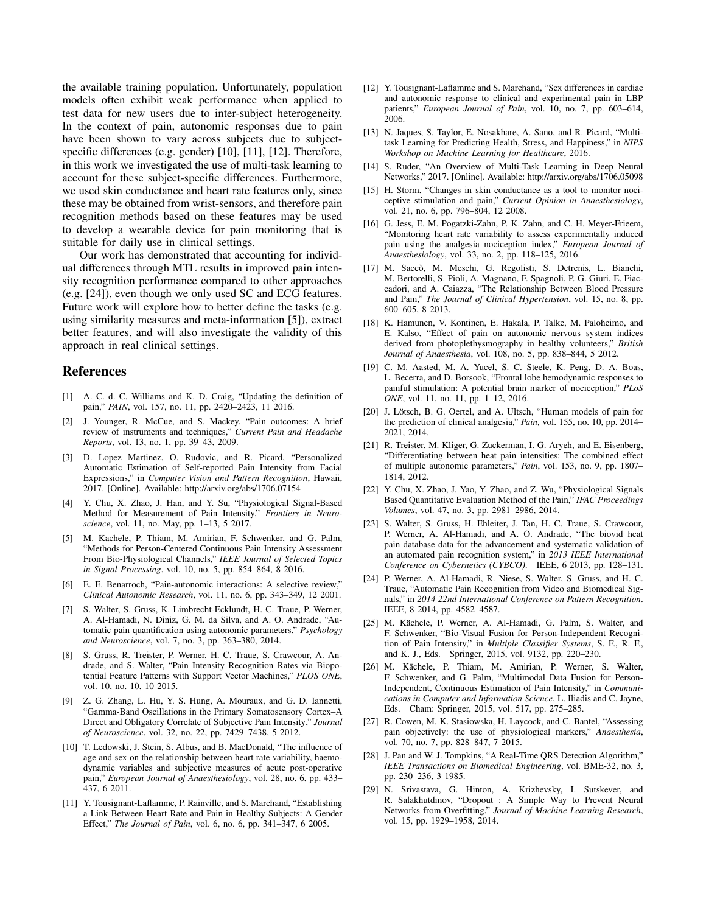the available training population. Unfortunately, population models often exhibit weak performance when applied to test data for new users due to inter-subject heterogeneity. In the context of pain, autonomic responses due to pain have been shown to vary across subjects due to subject-specific differences (e.g. gender) [10], [11], [12]. Therefore, in this work we investigated the use of multi-task learning to account for these subject-specific differences. Furthermore, we used skin conductance and heart rate features only, since these may be obtained from wrist-sensors, and therefore pain recognition methods based on these features may be used to develop a wearable device for pain monitoring that is suitable for daily use in clinical settings.

Our work has demonstrated that accounting for individual differences through MTL results in improved pain intensity recognition performance compared to other approaches (e.g. [24]), even though we only used SC and ECG features. Future work will explore how to better define the tasks (e.g. using similarity measures and meta-information [5]), extract better features, and will also investigate the validity of this approach in real clinical settings.

## References

[1] A. C. d. C. Williams and K. D. Craig, "Updating the definition of pain," *PAIN*, vol. 157, no. 11, pp. 2420–2423, 11 2016.

[2] J. Younger, R. McCue, and S. Mackey, "Pain outcomes: A brief review of instruments and techniques," *Current Pain and Headache Reports*, vol. 13, no. 1, pp. 39–43, 2009.

[3] D. Lopez Martinez, O. Rudovic, and R. Picard, "Personalized Automatic Estimation of Self-reported Pain Intensity from Facial Expressions," in *Computer Vision and Pattern Recognition*, Hawaii, 2017. [Online]. Available: http://arxiv.org/abs/1706.07154

[4] Y. Chu, X. Zhao, J. Han, and Y. Su, "Physiological Signal-Based Method for Measurement of Pain Intensity," *Frontiers in Neuroscience*, vol. 11, no. May, pp. 1–13, 5 2017.

[5] M. Kachele, P. Thiam, M. Amirian, F. Schwenker, and G. Palm, "Methods for Person-Centered Continuous Pain Intensity Assessment From Bio-Physiological Channels," *IEEE Journal of Selected Topics in Signal Processing*, vol. 10, no. 5, pp. 854–864, 8 2016.

[6] E. E. Benarroch, "Pain-autonomic interactions: A selective review," *Clinical Autonomic Research*, vol. 11, no. 6, pp. 343–349, 12 2001.

[7] S. Walter, S. Gruss, K. Limbrecht-Ecklundt, H. C. Traue, P. Werner, A. Al-Hamadi, N. Diniz, G. M. da Silva, and A. O. Andrade, "Automatic pain quantification using autonomic parameters," *Psychology and Neuroscience*, vol. 7, no. 3, pp. 363–380, 2014.

[8] S. Gruss, R. Treister, P. Werner, H. C. Traue, S. Crawcour, A. Andrade, and S. Walter, "Pain Intensity Recognition Rates via Biopotential Feature Patterns with Support Vector Machines," *PLOS ONE*, vol. 10, no. 10, 10 2015.

[9] Z. G. Zhang, L. Hu, Y. S. Hung, A. Mouraux, and G. D. Iannetti, "Gamma-Band Oscillations in the Primary Somatosensory Cortex–A Direct and Obligatory Correlate of Subjective Pain Intensity," *Journal of Neuroscience*, vol. 32, no. 22, pp. 7429–7438, 5 2012.

[10] T. Ledowski, J. Stein, S. Albus, and B. MacDonald, "The influence of age and sex on the relationship between heart rate variability, haemodynamic variables and subjective measures of acute post-operative pain," *European Journal of Anaesthesiology*, vol. 28, no. 6, pp. 433–437, 6 2011.

[11] Y. Tousignant-Laflamme, P. Rainville, and S. Marchand, "Establishing a Link Between Heart Rate and Pain in Healthy Subjects: A Gender Effect," *The Journal of Pain*, vol. 6, no. 6, pp. 341–347, 6 2005.

[12] Y. Tousignant-Laflamme and S. Marchand, "Sex differences in cardiac and autonomic response to clinical and experimental pain in LBP patients," *European Journal of Pain*, vol. 10, no. 7, pp. 603–614, 2006.

[13] N. Jaques, S. Taylor, E. Nosakhare, A. Sano, and R. Picard, "Multi-task Learning for Predicting Health, Stress, and Happiness," in *NIPS Workshop on Machine Learning for Healthcare*, 2016.

[14] S. Ruder, "An Overview of Multi-Task Learning in Deep Neural Networks," 2017. [Online]. Available: http://arxiv.org/abs/1706.05098

[15] H. Storm, "Changes in skin conductance as a tool to monitor nociceptive stimulation and pain," *Current Opinion in Anaesthesiology*, vol. 21, no. 6, pp. 796–804, 12 2008.

[16] G. Jess, E. M. Pogatzki-Zahn, P. K. Zahn, and C. H. Meyer-Frieem, "Monitoring heart rate variability to assess experimentally induced pain using the analgesia nociception index," *European Journal of Anaesthesiology*, vol. 33, no. 2, pp. 118–125, 2016.

[17] M. Saccò, M. Meschi, G. Regolisti, S. Detrenis, L. Bianchi, M. Bertorelli, S. Pioli, A. Magnano, F. Spagnoli, P. G. Giuri, E. Fiaccadori, and A. Caiazza, "The Relationship Between Blood Pressure and Pain," *The Journal of Clinical Hypertension*, vol. 15, no. 8, pp. 600–605, 8 2013.

[18] K. Hamunen, V. Kontinen, E. Hakala, P. Talke, M. Paloheimo, and E. Kalso, "Effect of pain on autonomic nervous system indices derived from photoplethysmography in healthy volunteers," *British Journal of Anaesthesia*, vol. 108, no. 5, pp. 838–844, 5 2012.

[19] C. M. Aasted, M. A. Yucel, S. C. Steele, K. Peng, D. A. Boas, L. Becerra, and D. Borsook, "Frontal lobe hemodynamic responses to painful stimulation: A potential brain marker of nociception," *PLoS ONE*, vol. 11, no. 11, pp. 1–12, 2016.

[20] J. Lötsch, B. G. Oertel, and A. Ultsch, "Human models of pain for the prediction of clinical analgesia," *Pain*, vol. 155, no. 10, pp. 2014–2021, 2014.

[21] R. Treister, M. Kliger, G. Zuckerman, I. G. Aryeh, and E. Eisenberg, "Differentiating between heat pain intensities: The combined effect of multiple autonomic parameters," *Pain*, vol. 153, no. 9, pp. 1807–1814, 2012.

[22] Y. Chu, X. Zhao, J. Yao, Y. Zhao, and Z. Wu, "Physiological Signals Based Quantitative Evaluation Method of the Pain," *IFAC Proceedings Volumes*, vol. 47, no. 3, pp. 2981–2986, 2014.

[23] S. Walter, S. Gruss, H. Ehleiter, J. Tan, H. C. Traue, S. Crawcour, P. Werner, A. Al-Hamadi, and A. O. Andrade, "The biovid heat pain database data for the advancement and systematic validation of an automated pain recognition system," in *2013 IEEE International Conference on Cybernetics (CYBCO)*. IEEE, 6 2013, pp. 128–131.

[24] P. Werner, A. Al-Hamadi, R. Niese, S. Walter, S. Gruss, and H. C. Traue, "Automatic Pain Recognition from Video and Biomedical Signals," in *2014 22nd International Conference on Pattern Recognition*. IEEE, 8 2014, pp. 4582–4587.

[25] M. Kächele, P. Werner, A. Al-Hamadi, G. Palm, S. Walter, and F. Schwenker, "Bio-Visual Fusion for Person-Independent Recognition of Pain Intensity," in *Multiple Classifier Systems*, S. F., R. F., and K. J., Eds. Springer, 2015, vol. 9132, pp. 220–230.

[26] M. Kächele, P. Thiam, M. Amirian, P. Werner, S. Walter, F. Schwenker, and G. Palm, "Multimodal Data Fusion for Person-Independent, Continuous Estimation of Pain Intensity," in *Communications in Computer and Information Science*, L. Iliadis and C. Jayne, Eds. Cham: Springer, 2015, vol. 517, pp. 275–285.

[27] R. Cowen, M. K. Stasiowska, H. Laycock, and C. Bantel, "Assessing pain objectively: the use of physiological markers," *Anaesthesia*, vol. 70, no. 7, pp. 828–847, 7 2015.

[28] J. Pan and W. J. Tompkins, "A Real-Time QRS Detection Algorithm," *IEEE Transactions on Biomedical Engineering*, vol. BME-32, no. 3, pp. 230–236, 3 1985.

[29] N. Srivastava, G. Hinton, A. Krizhevsky, I. Sutskever, and R. Salakhutdinov, "Dropout : A Simple Way to Prevent Neural Networks from Overfitting," *Journal of Machine Learning Research*, vol. 15, pp. 1929–1958, 2014.